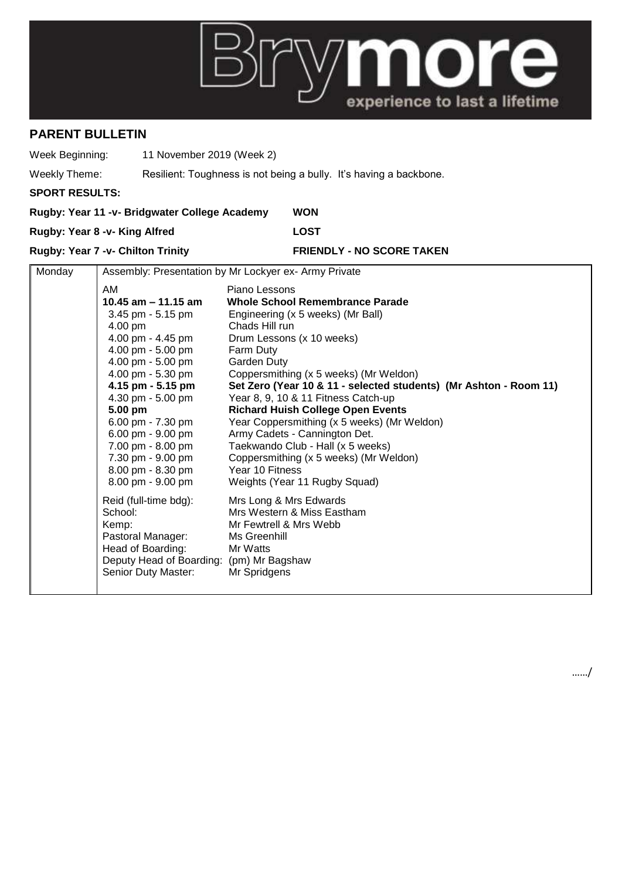# PARENT BULLETIN

Week Beginning: 11 November 2019 (Week 2)

Weekly Theme: Resilient: Toughness is not being a bully. It's having a backbone.

**SPORT RESULTS:**

**Rugby: Year 11 -v- Bridgwater College Academy** **WON**

**Rugby: Year 8 -v- King Alfred** **LOST**

**Rugby: Year 7 -v- Chilton Trinity** **FRIENDLY - NO SCORE TAKEN**

| Monday | Assembly: Presentation by Mr Lockyer ex- Army Private | |
|---|---|---|
| | AM | Piano Lessons |
| | **10.45 am – 11.15 am** | **Whole School Remembrance Parade** |
| | 3.45 pm - 5.15 pm | Engineering (x 5 weeks) (Mr Ball) |
| | 4.00 pm | Chads Hill run |
| | 4.00 pm - 4.45 pm | Drum Lessons (x 10 weeks) |
| | 4.00 pm - 5.00 pm | Farm Duty |
| | 4.00 pm - 5.00 pm | Garden Duty |
| | 4.00 pm - 5.30 pm | Coppersmithing (x 5 weeks) (Mr Weldon) |
| | **4.15 pm - 5.15 pm** | **Set Zero (Year 10 & 11 - selected students) (Mr Ashton - Room 11)** |
| | 4.30 pm - 5.00 pm | Year 8, 9, 10 & 11 Fitness Catch-up |
| | **5.00 pm** | **Richard Huish College Open Events** |
| | 6.00 pm - 7.30 pm | Year Coppersmithing (x 5 weeks) (Mr Weldon) |
| | 6.00 pm - 9.00 pm | Army Cadets - Cannington Det. |
| | 7.00 pm - 8.00 pm | Taekwando Club - Hall (x 5 weeks) |
| | 7.30 pm - 9.00 pm | Coppersmithing (x 5 weeks) (Mr Weldon) |
| | 8.00 pm - 8.30 pm | Year 10 Fitness |
| | 8.00 pm - 9.00 pm | Weights (Year 11 Rugby Squad) |
| | Reid (full-time bdg): | Mrs Long & Mrs Edwards |
| | School: | Mrs Western & Miss Eastham |
| | Kemp: | Mr Fewtrell & Mrs Webb |
| | Pastoral Manager: | Ms Greenhill |
| | Head of Boarding: | Mr Watts |
| | Deputy Head of Boarding: | (pm) Mr Bagshaw |
| | Senior Duty Master: | Mr Spridgens |

……/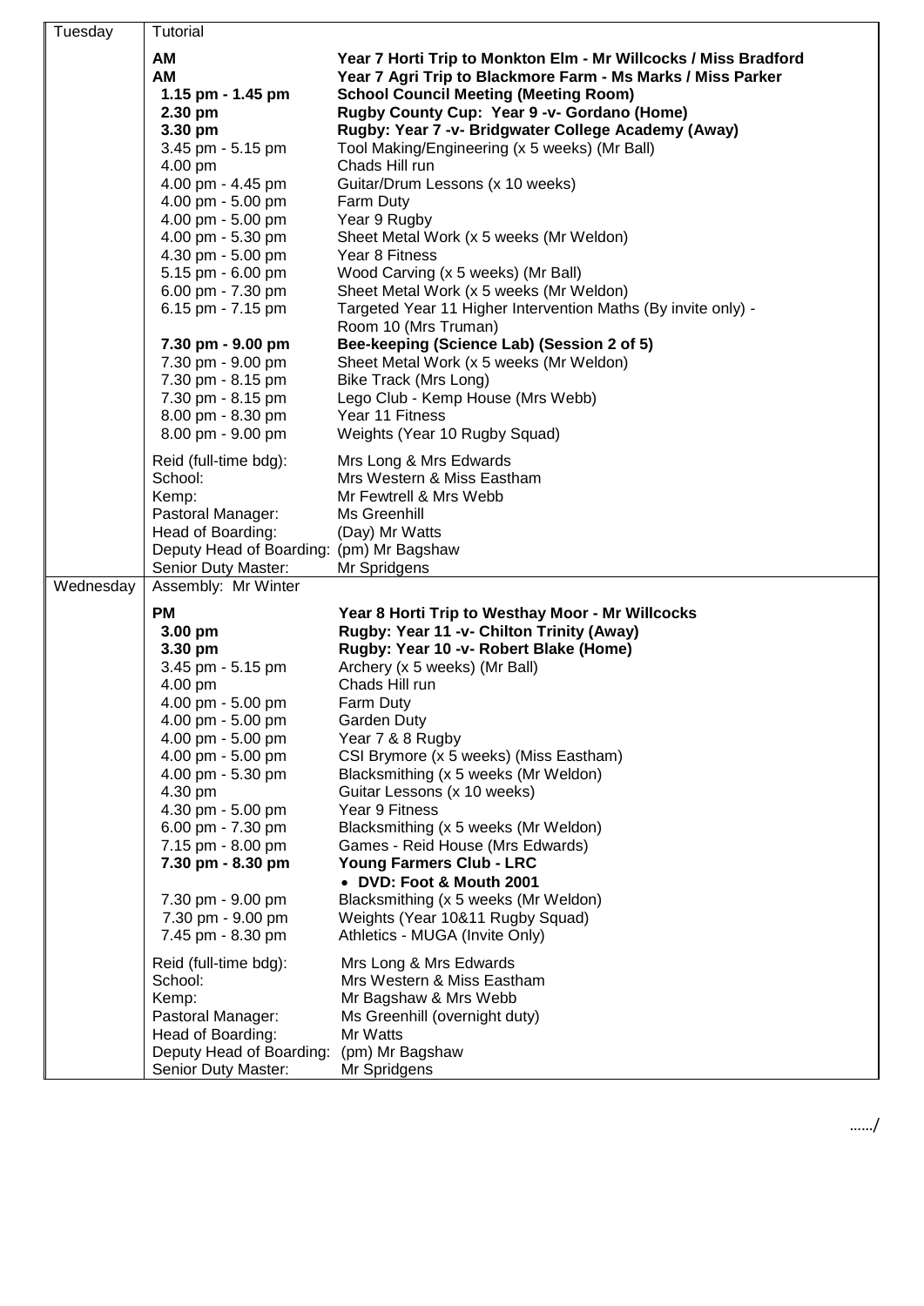| Day | Time | Activity |
|---|---|---|
| Tuesday | Tutorial | |
| | **AM** | **Year 7 Horti Trip to Monkton Elm - Mr Willcocks / Miss Bradford** |
| | **AM** | **Year 7 Agri Trip to Blackmore Farm - Ms Marks / Miss Parker** |
| | **1.15 pm - 1.45 pm** | **School Council Meeting (Meeting Room)** |
| | **2.30 pm** | **Rugby County Cup: Year 9 -v- Gordano (Home)** |
| | **3.30 pm** | **Rugby: Year 7 -v- Bridgwater College Academy (Away)** |
| | 3.45 pm - 5.15 pm | Tool Making/Engineering (x 5 weeks) (Mr Ball) |
| | 4.00 pm | Chads Hill run |
| | 4.00 pm - 4.45 pm | Guitar/Drum Lessons (x 10 weeks) |
| | 4.00 pm - 5.00 pm | Farm Duty |
| | 4.00 pm - 5.00 pm | Year 9 Rugby |
| | 4.00 pm - 5.30 pm | Sheet Metal Work (x 5 weeks (Mr Weldon) |
| | 4.30 pm - 5.00 pm | Year 8 Fitness |
| | 5.15 pm - 6.00 pm | Wood Carving (x 5 weeks) (Mr Ball) |
| | 6.00 pm - 7.30 pm | Sheet Metal Work (x 5 weeks (Mr Weldon) |
| | 6.15 pm - 7.15 pm | Targeted Year 11 Higher Intervention Maths (By invite only) - Room 10 (Mrs Truman) |
| | **7.30 pm - 9.00 pm** | **Bee-keeping (Science Lab) (Session 2 of 5)** |
| | 7.30 pm - 9.00 pm | Sheet Metal Work (x 5 weeks (Mr Weldon) |
| | 7.30 pm - 8.15 pm | Bike Track (Mrs Long) |
| | 7.30 pm - 8.15 pm | Lego Club - Kemp House (Mrs Webb) |
| | 8.00 pm - 8.30 pm | Year 11 Fitness |
| | 8.00 pm - 9.00 pm | Weights (Year 10 Rugby Squad) |
| | Reid (full-time bdg): | Mrs Long & Mrs Edwards |
| | School: | Mrs Western & Miss Eastham |
| | Kemp: | Mr Fewtrell & Mrs Webb |
| | Pastoral Manager: | Ms Greenhill |
| | Head of Boarding: | (Day) Mr Watts |
| | Deputy Head of Boarding: | (pm) Mr Bagshaw |
| | Senior Duty Master: | Mr Spridgens |
| Wednesday | Assembly: Mr Winter | |
| | **PM** | **Year 8 Horti Trip to Westhay Moor - Mr Willcocks** |
| | **3.00 pm** | **Rugby: Year 11 -v- Chilton Trinity (Away)** |
| | **3.30 pm** | **Rugby: Year 10 -v- Robert Blake (Home)** |
| | 3.45 pm - 5.15 pm | Archery (x 5 weeks) (Mr Ball) |
| | 4.00 pm | Chads Hill run |
| | 4.00 pm - 5.00 pm | Farm Duty |
| | 4.00 pm - 5.00 pm | Garden Duty |
| | 4.00 pm - 5.00 pm | Year 7 & 8 Rugby |
| | 4.00 pm - 5.00 pm | CSI Brymore (x 5 weeks) (Miss Eastham) |
| | 4.00 pm - 5.30 pm | Blacksmithing (x 5 weeks (Mr Weldon) |
| | 4.30 pm | Guitar Lessons (x 10 weeks) |
| | 4.30 pm - 5.00 pm | Year 9 Fitness |
| | 6.00 pm - 7.30 pm | Blacksmithing (x 5 weeks (Mr Weldon) |
| | 7.15 pm - 8.00 pm | Games - Reid House (Mrs Edwards) |
| | **7.30 pm - 8.30 pm** | **Young Farmers Club - LRC** <br> • **DVD: Foot & Mouth 2001** |
| | 7.30 pm - 9.00 pm | Blacksmithing (x 5 weeks (Mr Weldon) |
| | 7.30 pm - 9.00 pm | Weights (Year 10&11 Rugby Squad) |
| | 7.45 pm - 8.30 pm | Athletics - MUGA (Invite Only) |
| | Reid (full-time bdg): | Mrs Long & Mrs Edwards |
| | School: | Mrs Western & Miss Eastham |
| | Kemp: | Mr Bagshaw & Mrs Webb |
| | Pastoral Manager: | Ms Greenhill (overnight duty) |
| | Head of Boarding: | Mr Watts |
| | Deputy Head of Boarding: | (pm) Mr Bagshaw |
| | Senior Duty Master: | Mr Spridgens |

……/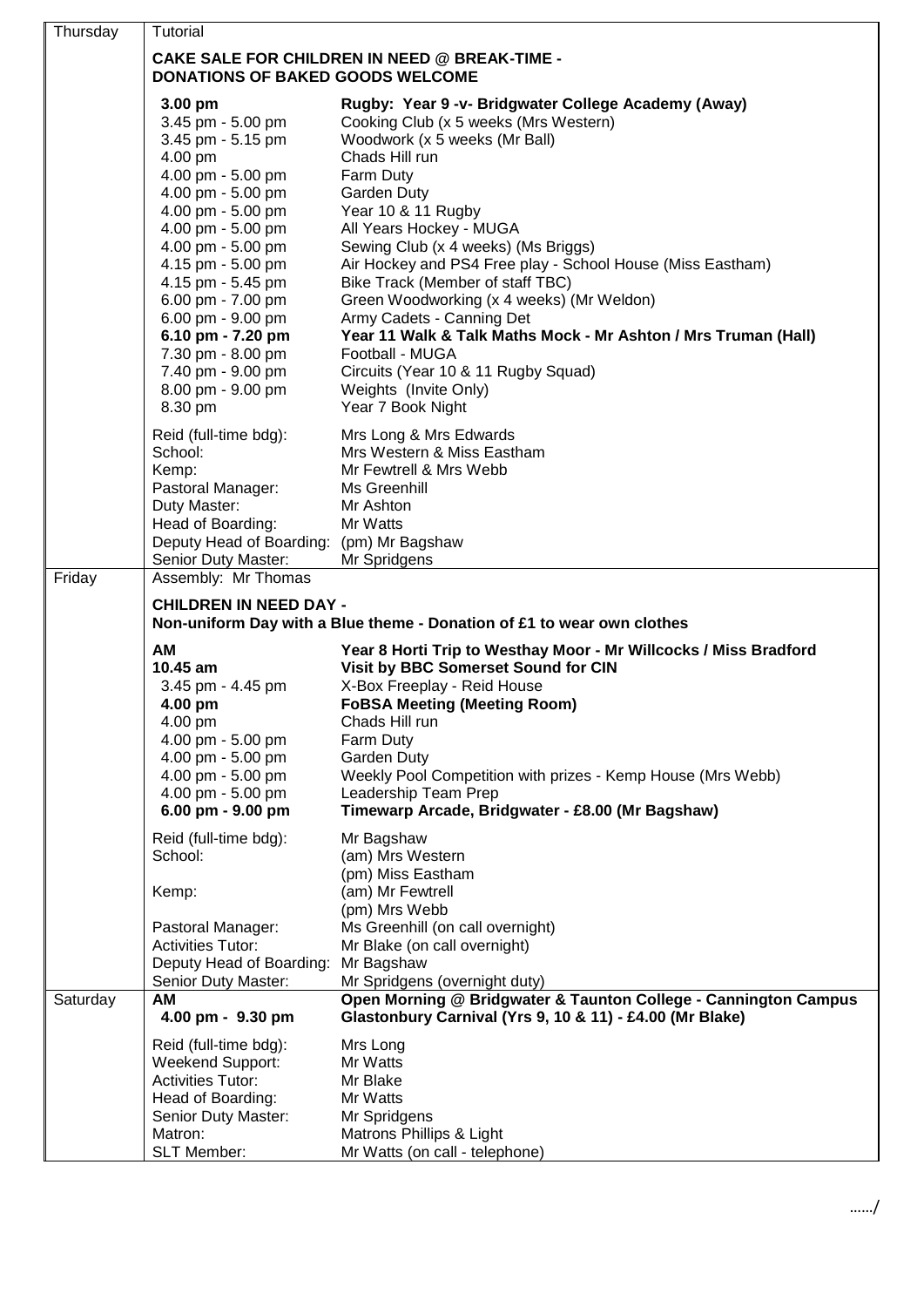| Day | Details | |
|---|---|---|
| Thursday | Tutorial | |
| | **CAKE SALE FOR CHILDREN IN NEED @ BREAK-TIME - DONATIONS OF BAKED GOODS WELCOME** | |
| | **3.00 pm** | **Rugby: Year 9 -v- Bridgwater College Academy (Away)** |
| | 3.45 pm - 5.00 pm | Cooking Club (x 5 weeks (Mrs Western) |
| | 3.45 pm - 5.15 pm | Woodwork (x 5 weeks (Mr Ball) |
| | 4.00 pm | Chads Hill run |
| | 4.00 pm - 5.00 pm | Farm Duty |
| | 4.00 pm - 5.00 pm | Garden Duty |
| | 4.00 pm - 5.00 pm | Year 10 & 11 Rugby |
| | 4.00 pm - 5.00 pm | All Years Hockey - MUGA |
| | 4.00 pm - 5.00 pm | Sewing Club (x 4 weeks) (Ms Briggs) |
| | 4.15 pm - 5.00 pm | Air Hockey and PS4 Free play - School House (Miss Eastham) |
| | 4.15 pm - 5.45 pm | Bike Track (Member of staff TBC) |
| | 6.00 pm - 7.00 pm | Green Woodworking (x 4 weeks) (Mr Weldon) |
| | 6.00 pm - 9.00 pm | Army Cadets - Canning Det |
| | **6.10 pm - 7.20 pm** | **Year 11 Walk & Talk Maths Mock - Mr Ashton / Mrs Truman (Hall)** |
| | 7.30 pm - 8.00 pm | Football - MUGA |
| | 7.40 pm - 9.00 pm | Circuits (Year 10 & 11 Rugby Squad) |
| | 8.00 pm - 9.00 pm | Weights (Invite Only) |
| | 8.30 pm | Year 7 Book Night |
| | Reid (full-time bdg): | Mrs Long & Mrs Edwards |
| | School: | Mrs Western & Miss Eastham |
| | Kemp: | Mr Fewtrell & Mrs Webb |
| | Pastoral Manager: | Ms Greenhill |
| | Duty Master: | Mr Ashton |
| | Head of Boarding: | Mr Watts |
| | Deputy Head of Boarding: | (pm) Mr Bagshaw |
| | Senior Duty Master: | Mr Spridgens |
| Friday | Assembly: Mr Thomas | |
| | **CHILDREN IN NEED DAY - Non-uniform Day with a Blue theme - Donation of £1 to wear own clothes** | |
| | **AM** | **Year 8 Horti Trip to Westhay Moor - Mr Willcocks / Miss Bradford** |
| | **10.45 am** | **Visit by BBC Somerset Sound for CIN** |
| | 3.45 pm - 4.45 pm | X-Box Freeplay - Reid House |
| | **4.00 pm** | **FoBSA Meeting (Meeting Room)** |
| | 4.00 pm | Chads Hill run |
| | 4.00 pm - 5.00 pm | Farm Duty |
| | 4.00 pm - 5.00 pm | Garden Duty |
| | 4.00 pm - 5.00 pm | Weekly Pool Competition with prizes - Kemp House (Mrs Webb) |
| | 4.00 pm - 5.00 pm | Leadership Team Prep |
| | **6.00 pm - 9.00 pm** | **Timewarp Arcade, Bridgwater - £8.00 (Mr Bagshaw)** |
| | Reid (full-time bdg): | Mr Bagshaw |
| | School: | (am) Mrs Western<br>(pm) Miss Eastham |
| | Kemp: | (am) Mr Fewtrell<br>(pm) Mrs Webb |
| | Pastoral Manager: | Ms Greenhill (on call overnight) |
| | Activities Tutor: | Mr Blake (on call overnight) |
| | Deputy Head of Boarding: | Mr Bagshaw |
| | Senior Duty Master: | Mr Spridgens (overnight duty) |
| Saturday | **AM** | **Open Morning @ Bridgwater & Taunton College - Cannington Campus** |
| | **4.00 pm - 9.30 pm** | **Glastonbury Carnival (Yrs 9, 10 & 11) - £4.00 (Mr Blake)** |
| | Reid (full-time bdg): | Mrs Long |
| | Weekend Support: | Mr Watts |
| | Activities Tutor: | Mr Blake |
| | Head of Boarding: | Mr Watts |
| | Senior Duty Master: | Mr Spridgens |
| | Matron: | Matrons Phillips & Light |
| | SLT Member: | Mr Watts (on call - telephone) |

……/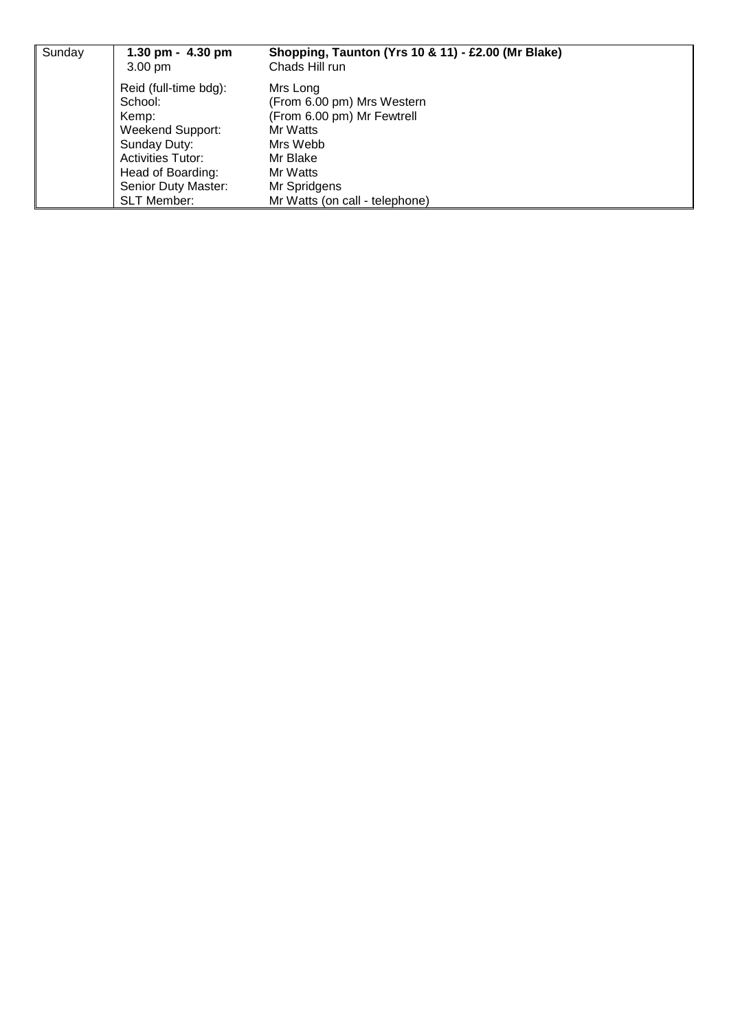| | | |
|---|---|---|
| Sunday | **1.30 pm - 4.30 pm** | **Shopping, Taunton (Yrs 10 & 11) - £2.00 (Mr Blake)** |
| | 3.00 pm | Chads Hill run |
| | Reid (full-time bdg): | Mrs Long |
| | School: | (From 6.00 pm) Mrs Western |
| | Kemp: | (From 6.00 pm) Mr Fewtrell |
| | Weekend Support: | Mr Watts |
| | Sunday Duty: | Mrs Webb |
| | Activities Tutor: | Mr Blake |
| | Head of Boarding: | Mr Watts |
| | Senior Duty Master: | Mr Spridgens |
| | SLT Member: | Mr Watts (on call - telephone) |